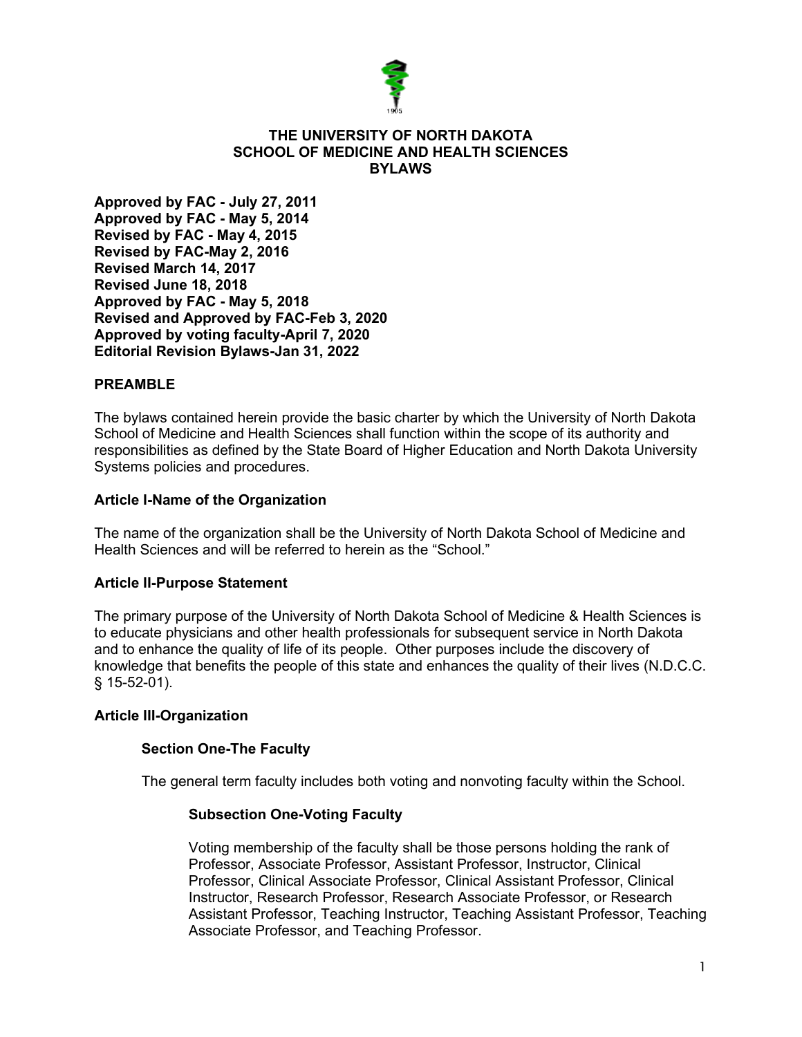# THE UNIVERSITY OF NORTH DAKOTA SCHOOL OF MEDICINE AND HEALTH SCIENCES BYLAWS

**Approved by FAC - July 27, 2011**
**Approved by FAC - May 5, 2014**
**Revised by FAC - May 4, 2015**
**Revised by FAC-May 2, 2016**
**Revised March 14, 2017**
**Revised June 18, 2018**
**Approved by FAC - May 5, 2018**
**Revised and Approved by FAC-Feb 3, 2020**
**Approved by voting faculty-April 7, 2020**
**Editorial Revision Bylaws-Jan 31, 2022**

## PREAMBLE

The bylaws contained herein provide the basic charter by which the University of North Dakota School of Medicine and Health Sciences shall function within the scope of its authority and responsibilities as defined by the State Board of Higher Education and North Dakota University Systems policies and procedures.

## Article I-Name of the Organization

The name of the organization shall be the University of North Dakota School of Medicine and Health Sciences and will be referred to herein as the "School."

## Article II-Purpose Statement

The primary purpose of the University of North Dakota School of Medicine & Health Sciences is to educate physicians and other health professionals for subsequent service in North Dakota and to enhance the quality of life of its people. Other purposes include the discovery of knowledge that benefits the people of this state and enhances the quality of their lives (N.D.C.C. § 15-52-01).

## Article III-Organization

### Section One-The Faculty

The general term faculty includes both voting and nonvoting faculty within the School.

#### Subsection One-Voting Faculty

Voting membership of the faculty shall be those persons holding the rank of Professor, Associate Professor, Assistant Professor, Instructor, Clinical Professor, Clinical Associate Professor, Clinical Assistant Professor, Clinical Instructor, Research Professor, Research Associate Professor, or Research Assistant Professor, Teaching Instructor, Teaching Assistant Professor, Teaching Associate Professor, and Teaching Professor.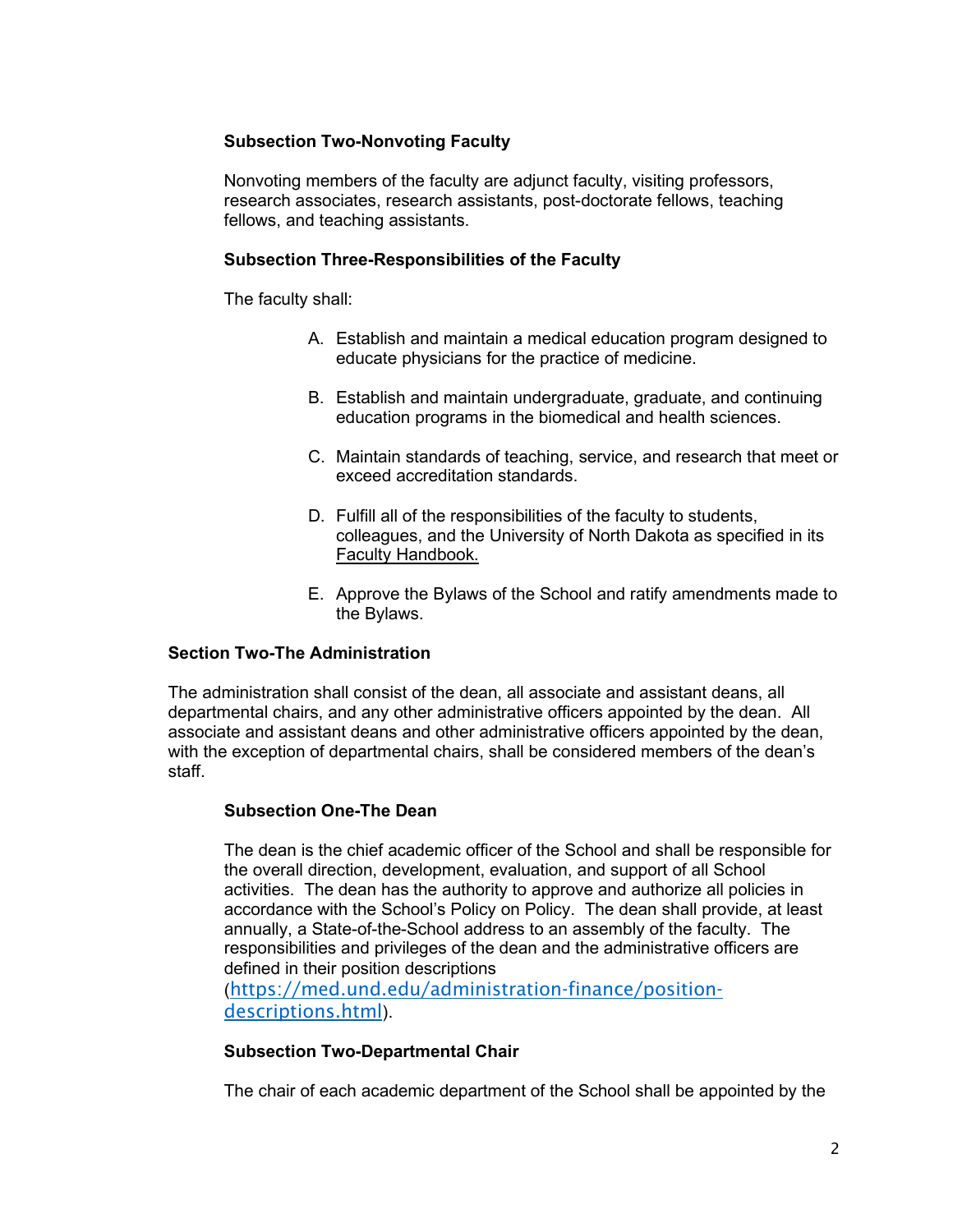### Subsection Two-Nonvoting Faculty

Nonvoting members of the faculty are adjunct faculty, visiting professors, research associates, research assistants, post-doctorate fellows, teaching fellows, and teaching assistants.

### Subsection Three-Responsibilities of the Faculty

The faculty shall:

A. Establish and maintain a medical education program designed to educate physicians for the practice of medicine.

B. Establish and maintain undergraduate, graduate, and continuing education programs in the biomedical and health sciences.

C. Maintain standards of teaching, service, and research that meet or exceed accreditation standards.

D. Fulfill all of the responsibilities of the faculty to students, colleagues, and the University of North Dakota as specified in its Faculty Handbook.

E. Approve the Bylaws of the School and ratify amendments made to the Bylaws.

## Section Two-The Administration

The administration shall consist of the dean, all associate and assistant deans, all departmental chairs, and any other administrative officers appointed by the dean. All associate and assistant deans and other administrative officers appointed by the dean, with the exception of departmental chairs, shall be considered members of the dean's staff.

### Subsection One-The Dean

The dean is the chief academic officer of the School and shall be responsible for the overall direction, development, evaluation, and support of all School activities. The dean has the authority to approve and authorize all policies in accordance with the School's Policy on Policy. The dean shall provide, at least annually, a State-of-the-School address to an assembly of the faculty. The responsibilities and privileges of the dean and the administrative officers are defined in their position descriptions (https://med.und.edu/administration-finance/position-descriptions.html).

### Subsection Two-Departmental Chair

The chair of each academic department of the School shall be appointed by the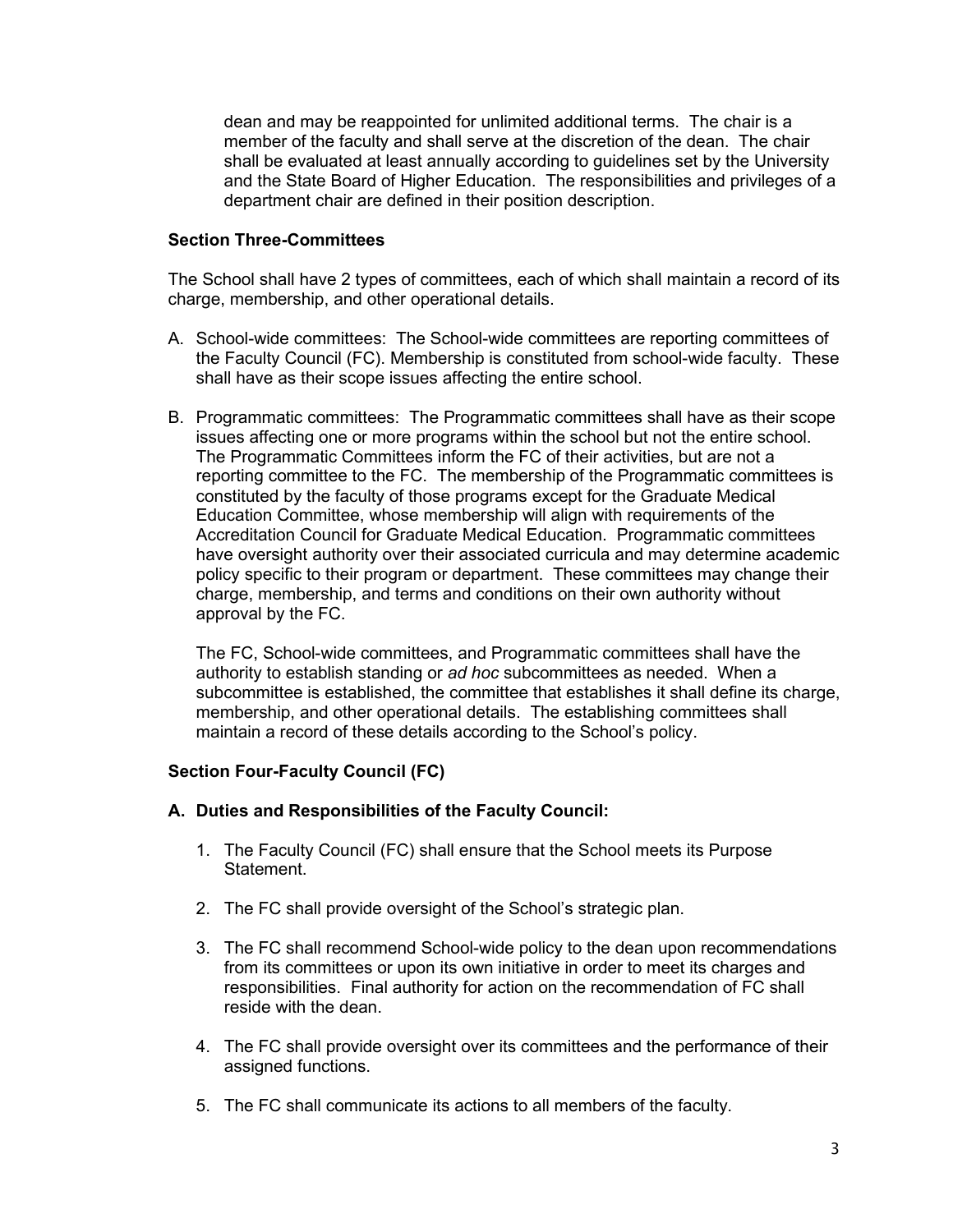dean and may be reappointed for unlimited additional terms. The chair is a member of the faculty and shall serve at the discretion of the dean. The chair shall be evaluated at least annually according to guidelines set by the University and the State Board of Higher Education. The responsibilities and privileges of a department chair are defined in their position description.

### Section Three-Committees

The School shall have 2 types of committees, each of which shall maintain a record of its charge, membership, and other operational details.

A. School-wide committees: The School-wide committees are reporting committees of the Faculty Council (FC). Membership is constituted from school-wide faculty. These shall have as their scope issues affecting the entire school.

B. Programmatic committees: The Programmatic committees shall have as their scope issues affecting one or more programs within the school but not the entire school. The Programmatic Committees inform the FC of their activities, but are not a reporting committee to the FC. The membership of the Programmatic committees is constituted by the faculty of those programs except for the Graduate Medical Education Committee, whose membership will align with requirements of the Accreditation Council for Graduate Medical Education. Programmatic committees have oversight authority over their associated curricula and may determine academic policy specific to their program or department. These committees may change their charge, membership, and terms and conditions on their own authority without approval by the FC.

   The FC, School-wide committees, and Programmatic committees shall have the authority to establish standing or *ad hoc* subcommittees as needed. When a subcommittee is established, the committee that establishes it shall define its charge, membership, and other operational details. The establishing committees shall maintain a record of these details according to the School's policy.

### Section Four-Faculty Council (FC)

#### A. Duties and Responsibilities of the Faculty Council:

1. The Faculty Council (FC) shall ensure that the School meets its Purpose Statement.

2. The FC shall provide oversight of the School's strategic plan.

3. The FC shall recommend School-wide policy to the dean upon recommendations from its committees or upon its own initiative in order to meet its charges and responsibilities. Final authority for action on the recommendation of FC shall reside with the dean.

4. The FC shall provide oversight over its committees and the performance of their assigned functions.

5. The FC shall communicate its actions to all members of the faculty.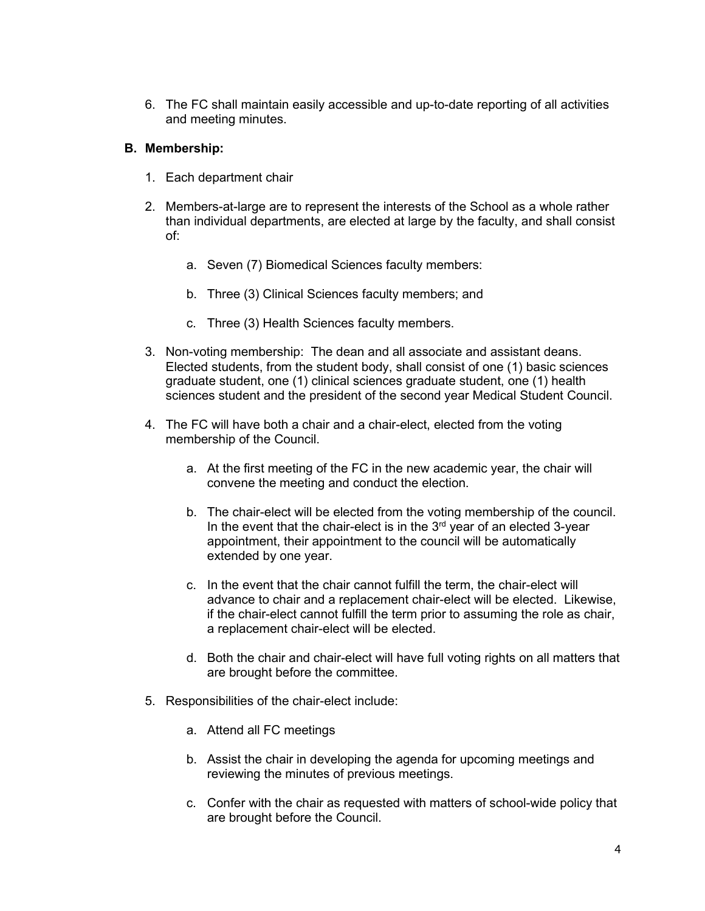6. The FC shall maintain easily accessible and up-to-date reporting of all activities and meeting minutes.

### B. Membership:

1. Each department chair

2. Members-at-large are to represent the interests of the School as a whole rather than individual departments, are elected at large by the faculty, and shall consist of:

   a. Seven (7) Biomedical Sciences faculty members:

   b. Three (3) Clinical Sciences faculty members; and

   c. Three (3) Health Sciences faculty members.

3. Non-voting membership: The dean and all associate and assistant deans. Elected students, from the student body, shall consist of one (1) basic sciences graduate student, one (1) clinical sciences graduate student, one (1) health sciences student and the president of the second year Medical Student Council.

4. The FC will have both a chair and a chair-elect, elected from the voting membership of the Council.

   a. At the first meeting of the FC in the new academic year, the chair will convene the meeting and conduct the election.

   b. The chair-elect will be elected from the voting membership of the council. In the event that the chair-elect is in the 3rd year of an elected 3-year appointment, their appointment to the council will be automatically extended by one year.

   c. In the event that the chair cannot fulfill the term, the chair-elect will advance to chair and a replacement chair-elect will be elected. Likewise, if the chair-elect cannot fulfill the term prior to assuming the role as chair, a replacement chair-elect will be elected.

   d. Both the chair and chair-elect will have full voting rights on all matters that are brought before the committee.

5. Responsibilities of the chair-elect include:

   a. Attend all FC meetings

   b. Assist the chair in developing the agenda for upcoming meetings and reviewing the minutes of previous meetings.

   c. Confer with the chair as requested with matters of school-wide policy that are brought before the Council.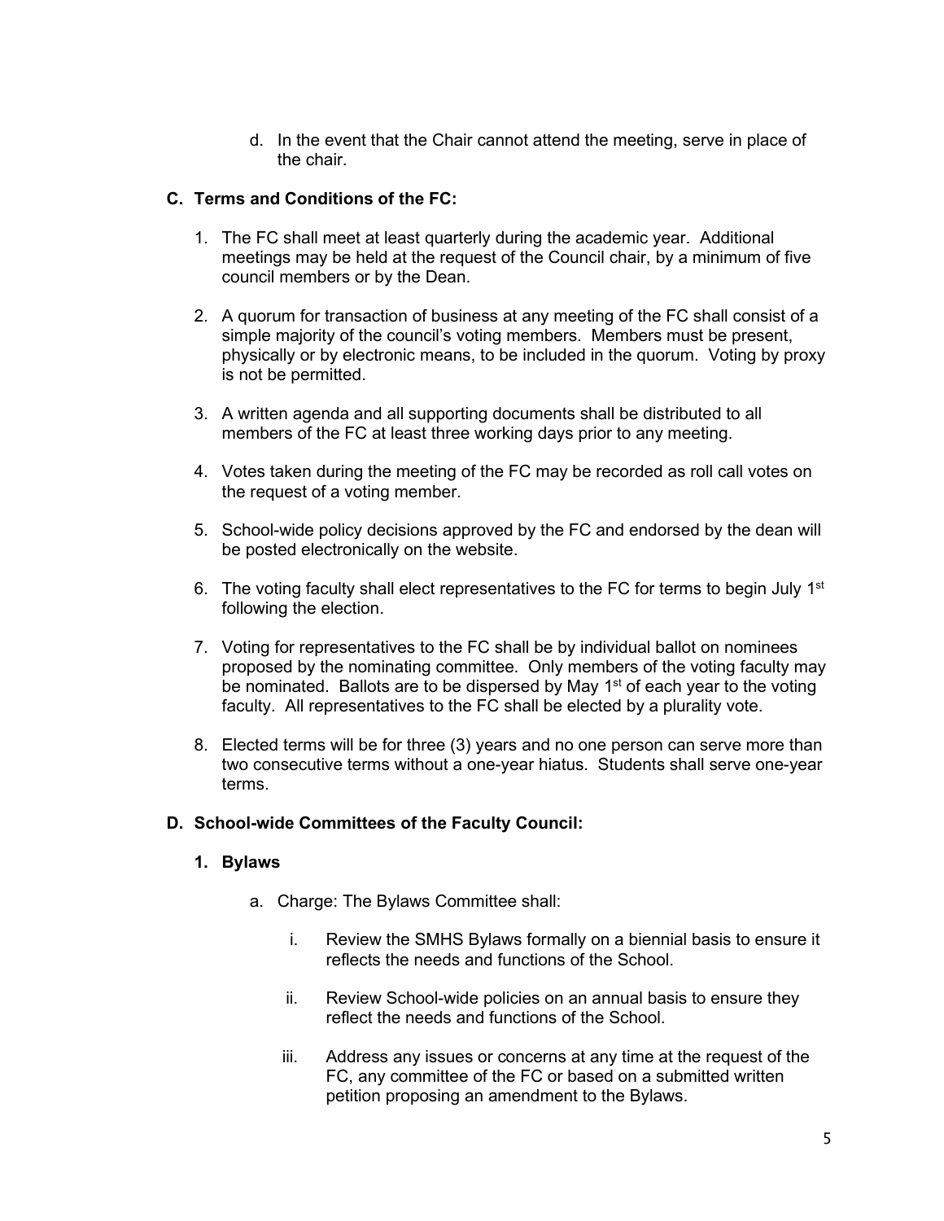d. In the event that the Chair cannot attend the meeting, serve in place of the chair.

## C. Terms and Conditions of the FC:

1. The FC shall meet at least quarterly during the academic year. Additional meetings may be held at the request of the Council chair, by a minimum of five council members or by the Dean.

2. A quorum for transaction of business at any meeting of the FC shall consist of a simple majority of the council's voting members. Members must be present, physically or by electronic means, to be included in the quorum. Voting by proxy is not be permitted.

3. A written agenda and all supporting documents shall be distributed to all members of the FC at least three working days prior to any meeting.

4. Votes taken during the meeting of the FC may be recorded as roll call votes on the request of a voting member.

5. School-wide policy decisions approved by the FC and endorsed by the dean will be posted electronically on the website.

6. The voting faculty shall elect representatives to the FC for terms to begin July 1st following the election.

7. Voting for representatives to the FC shall be by individual ballot on nominees proposed by the nominating committee. Only members of the voting faculty may be nominated. Ballots are to be dispersed by May 1st of each year to the voting faculty. All representatives to the FC shall be elected by a plurality vote.

8. Elected terms will be for three (3) years and no one person can serve more than two consecutive terms without a one-year hiatus. Students shall serve one-year terms.

## D. School-wide Committees of the Faculty Council:

### 1. Bylaws

a. Charge: The Bylaws Committee shall:

   i. Review the SMHS Bylaws formally on a biennial basis to ensure it reflects the needs and functions of the School.

   ii. Review School-wide policies on an annual basis to ensure they reflect the needs and functions of the School.

   iii. Address any issues or concerns at any time at the request of the FC, any committee of the FC or based on a submitted written petition proposing an amendment to the Bylaws.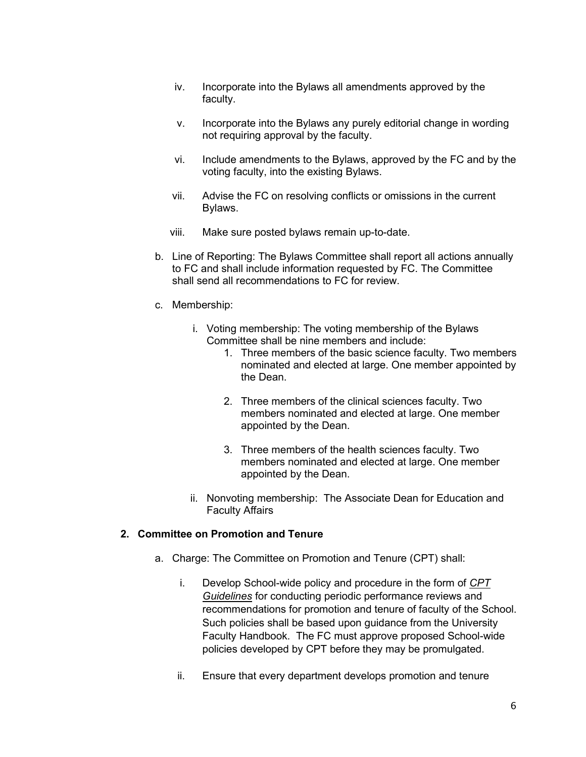iv. Incorporate into the Bylaws all amendments approved by the faculty.

   v. Incorporate into the Bylaws any purely editorial change in wording not requiring approval by the faculty.

   vi. Include amendments to the Bylaws, approved by the FC and by the voting faculty, into the existing Bylaws.

   vii. Advise the FC on resolving conflicts or omissions in the current Bylaws.

   viii. Make sure posted bylaws remain up-to-date.

b. Line of Reporting: The Bylaws Committee shall report all actions annually to FC and shall include information requested by FC. The Committee shall send all recommendations to FC for review.

c. Membership:

   i. Voting membership: The voting membership of the Bylaws Committee shall be nine members and include:
      1. Three members of the basic science faculty. Two members nominated and elected at large. One member appointed by the Dean.

      2. Three members of the clinical sciences faculty. Two members nominated and elected at large. One member appointed by the Dean.

      3. Three members of the health sciences faculty. Two members nominated and elected at large. One member appointed by the Dean.

   ii. Nonvoting membership: The Associate Dean for Education and Faculty Affairs

**2. Committee on Promotion and Tenure**

a. Charge: The Committee on Promotion and Tenure (CPT) shall:

   i. Develop School-wide policy and procedure in the form of ***CPT Guidelines*** for conducting periodic performance reviews and recommendations for promotion and tenure of faculty of the School. Such policies shall be based upon guidance from the University Faculty Handbook. The FC must approve proposed School-wide policies developed by CPT before they may be promulgated.

   ii. Ensure that every department develops promotion and tenure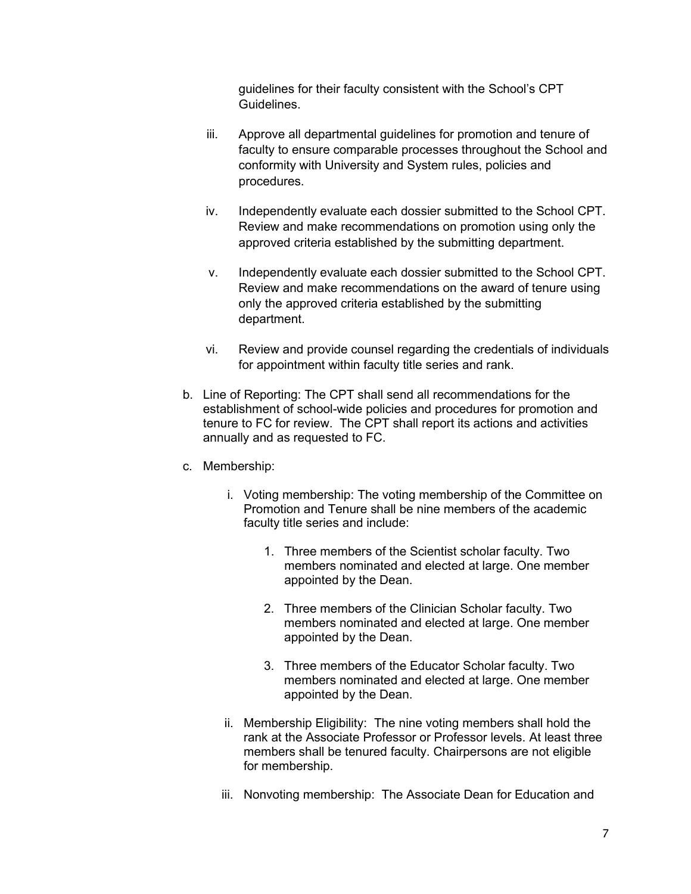guidelines for their faculty consistent with the School's CPT Guidelines.

iii. Approve all departmental guidelines for promotion and tenure of faculty to ensure comparable processes throughout the School and conformity with University and System rules, policies and procedures.

iv. Independently evaluate each dossier submitted to the School CPT. Review and make recommendations on promotion using only the approved criteria established by the submitting department.

v. Independently evaluate each dossier submitted to the School CPT. Review and make recommendations on the award of tenure using only the approved criteria established by the submitting department.

vi. Review and provide counsel regarding the credentials of individuals for appointment within faculty title series and rank.

b. Line of Reporting: The CPT shall send all recommendations for the establishment of school-wide policies and procedures for promotion and tenure to FC for review. The CPT shall report its actions and activities annually and as requested to FC.

c. Membership:

   i. Voting membership: The voting membership of the Committee on Promotion and Tenure shall be nine members of the academic faculty title series and include:

      1. Three members of the Scientist scholar faculty. Two members nominated and elected at large. One member appointed by the Dean.

      2. Three members of the Clinician Scholar faculty. Two members nominated and elected at large. One member appointed by the Dean.

      3. Three members of the Educator Scholar faculty. Two members nominated and elected at large. One member appointed by the Dean.

   ii. Membership Eligibility: The nine voting members shall hold the rank at the Associate Professor or Professor levels. At least three members shall be tenured faculty. Chairpersons are not eligible for membership.

   iii. Nonvoting membership: The Associate Dean for Education and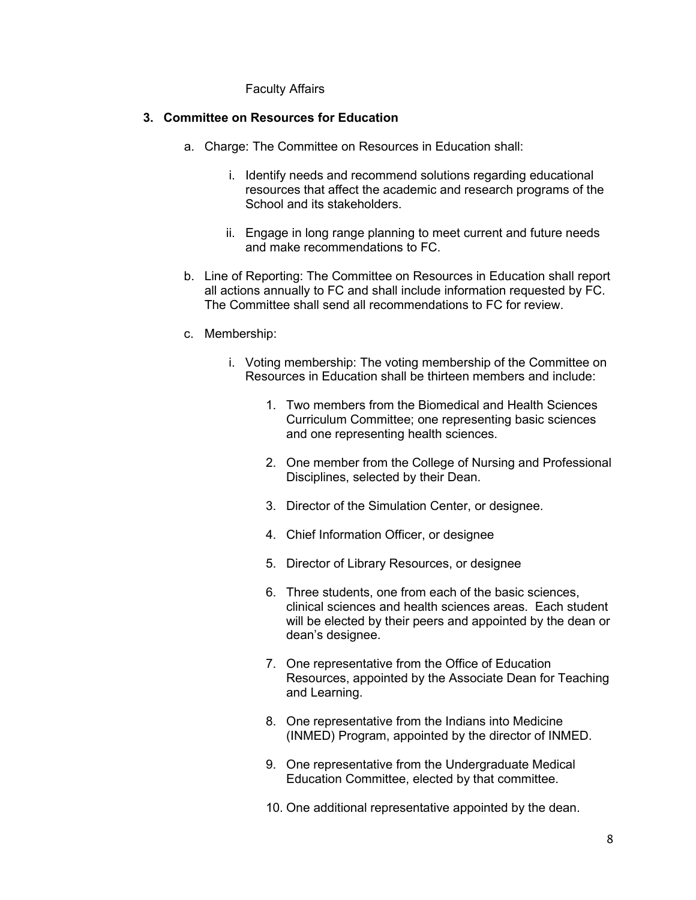Faculty Affairs

**3. Committee on Resources for Education**

a. Charge: The Committee on Resources in Education shall:

   i. Identify needs and recommend solutions regarding educational resources that affect the academic and research programs of the School and its stakeholders.

   ii. Engage in long range planning to meet current and future needs and make recommendations to FC.

b. Line of Reporting: The Committee on Resources in Education shall report all actions annually to FC and shall include information requested by FC. The Committee shall send all recommendations to FC for review.

c. Membership:

   i. Voting membership: The voting membership of the Committee on Resources in Education shall be thirteen members and include:

      1. Two members from the Biomedical and Health Sciences Curriculum Committee; one representing basic sciences and one representing health sciences.

      2. One member from the College of Nursing and Professional Disciplines, selected by their Dean.

      3. Director of the Simulation Center, or designee.

      4. Chief Information Officer, or designee

      5. Director of Library Resources, or designee

      6. Three students, one from each of the basic sciences, clinical sciences and health sciences areas. Each student will be elected by their peers and appointed by the dean or dean's designee.

      7. One representative from the Office of Education Resources, appointed by the Associate Dean for Teaching and Learning.

      8. One representative from the Indians into Medicine (INMED) Program, appointed by the director of INMED.

      9. One representative from the Undergraduate Medical Education Committee, elected by that committee.

      10. One additional representative appointed by the dean.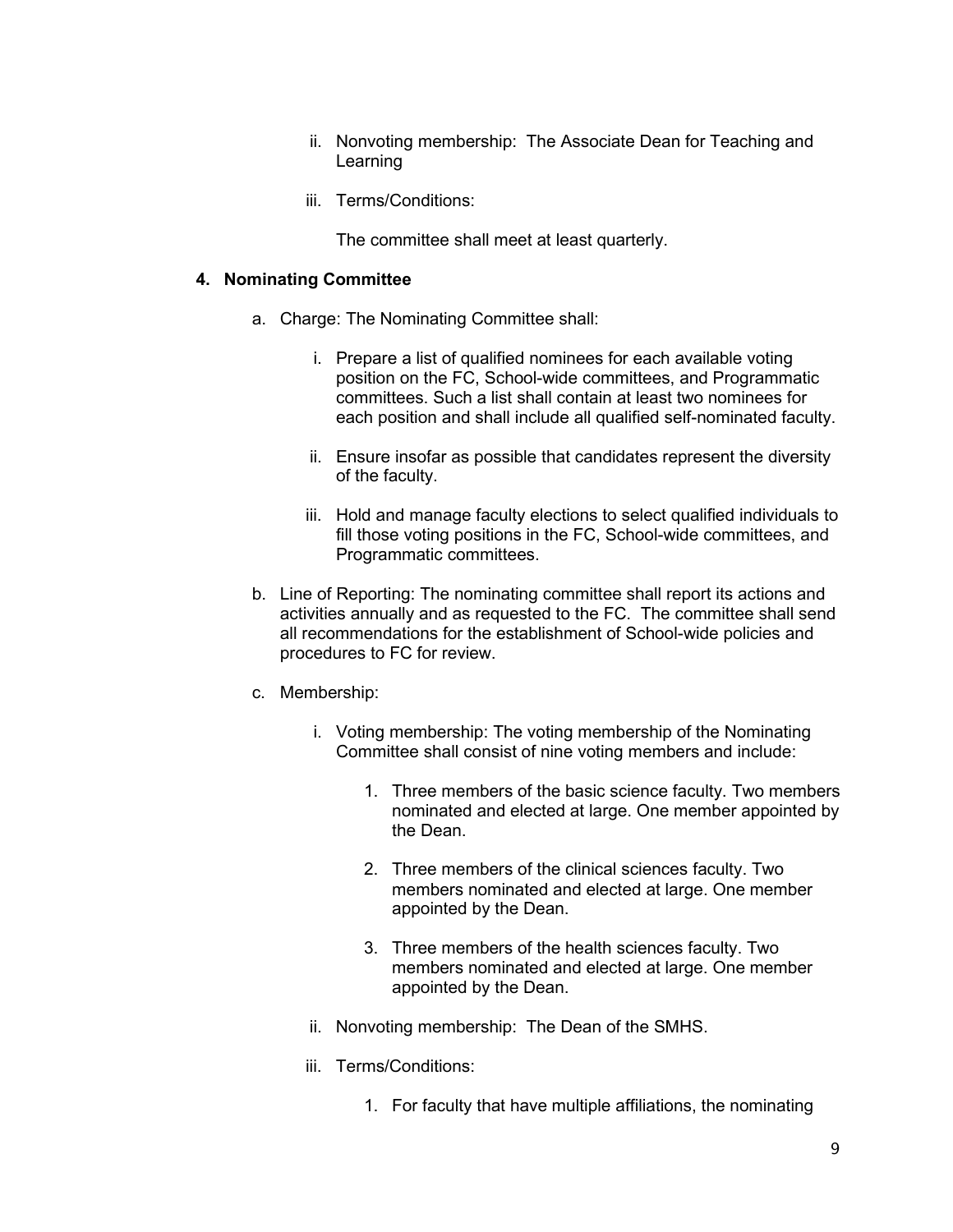ii. Nonvoting membership: The Associate Dean for Teaching and Learning

iii. Terms/Conditions:

The committee shall meet at least quarterly.

**4. Nominating Committee**

a. Charge: The Nominating Committee shall:

i. Prepare a list of qualified nominees for each available voting position on the FC, School-wide committees, and Programmatic committees. Such a list shall contain at least two nominees for each position and shall include all qualified self-nominated faculty.

ii. Ensure insofar as possible that candidates represent the diversity of the faculty.

iii. Hold and manage faculty elections to select qualified individuals to fill those voting positions in the FC, School-wide committees, and Programmatic committees.

b. Line of Reporting: The nominating committee shall report its actions and activities annually and as requested to the FC. The committee shall send all recommendations for the establishment of School-wide policies and procedures to FC for review.

c. Membership:

i. Voting membership: The voting membership of the Nominating Committee shall consist of nine voting members and include:

1. Three members of the basic science faculty. Two members nominated and elected at large. One member appointed by the Dean.

2. Three members of the clinical sciences faculty. Two members nominated and elected at large. One member appointed by the Dean.

3. Three members of the health sciences faculty. Two members nominated and elected at large. One member appointed by the Dean.

ii. Nonvoting membership: The Dean of the SMHS.

iii. Terms/Conditions:

1. For faculty that have multiple affiliations, the nominating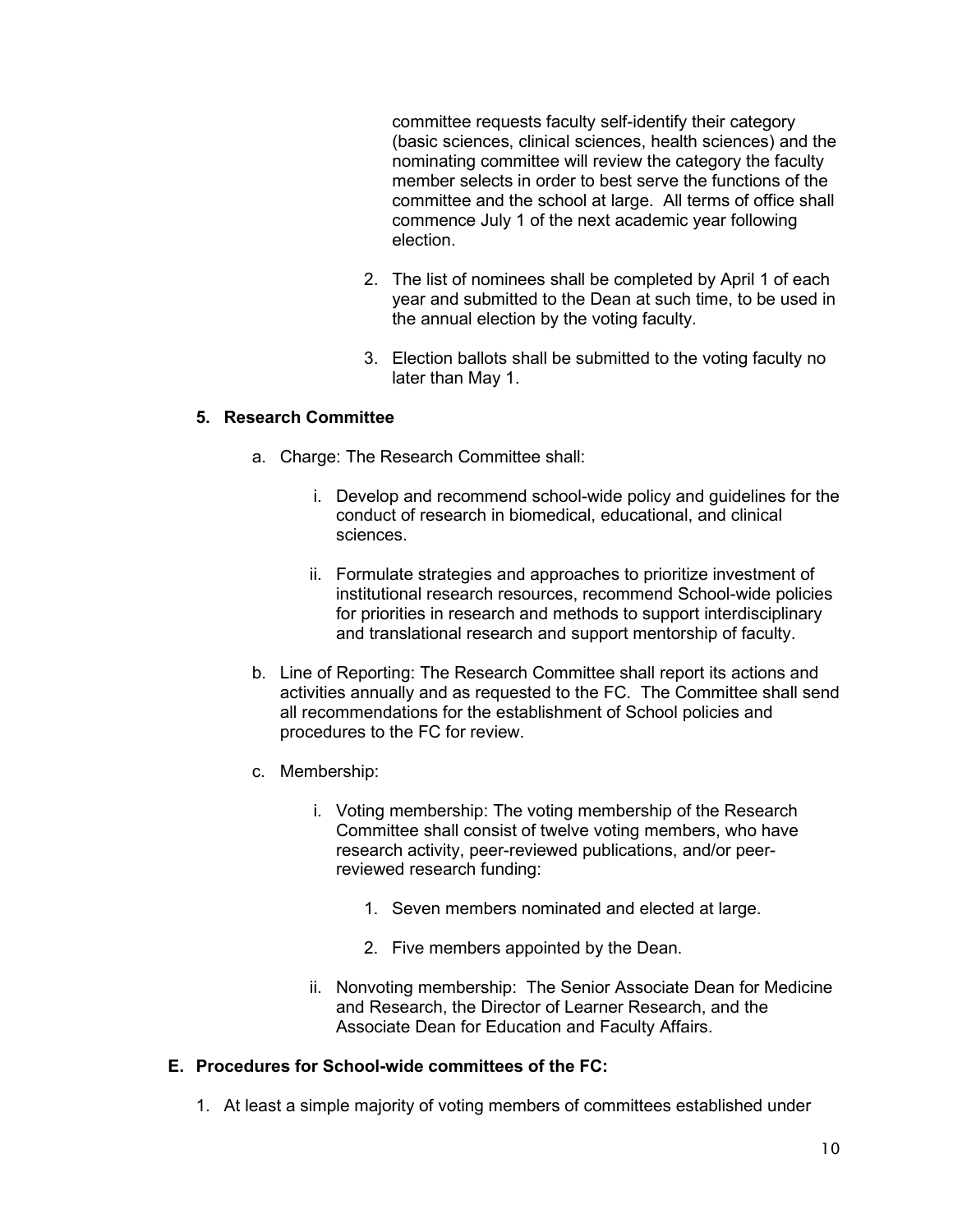committee requests faculty self-identify their category (basic sciences, clinical sciences, health sciences) and the nominating committee will review the category the faculty member selects in order to best serve the functions of the committee and the school at large. All terms of office shall commence July 1 of the next academic year following election.

2. The list of nominees shall be completed by April 1 of each year and submitted to the Dean at such time, to be used in the annual election by the voting faculty.

3. Election ballots shall be submitted to the voting faculty no later than May 1.

**5. Research Committee**

a. Charge: The Research Committee shall:

   i. Develop and recommend school-wide policy and guidelines for the conduct of research in biomedical, educational, and clinical sciences.

   ii. Formulate strategies and approaches to prioritize investment of institutional research resources, recommend School-wide policies for priorities in research and methods to support interdisciplinary and translational research and support mentorship of faculty.

b. Line of Reporting: The Research Committee shall report its actions and activities annually and as requested to the FC. The Committee shall send all recommendations for the establishment of School policies and procedures to the FC for review.

c. Membership:

   i. Voting membership: The voting membership of the Research Committee shall consist of twelve voting members, who have research activity, peer-reviewed publications, and/or peer-reviewed research funding:

      1. Seven members nominated and elected at large.

      2. Five members appointed by the Dean.

   ii. Nonvoting membership: The Senior Associate Dean for Medicine and Research, the Director of Learner Research, and the Associate Dean for Education and Faculty Affairs.

**E. Procedures for School-wide committees of the FC:**

1. At least a simple majority of voting members of committees established under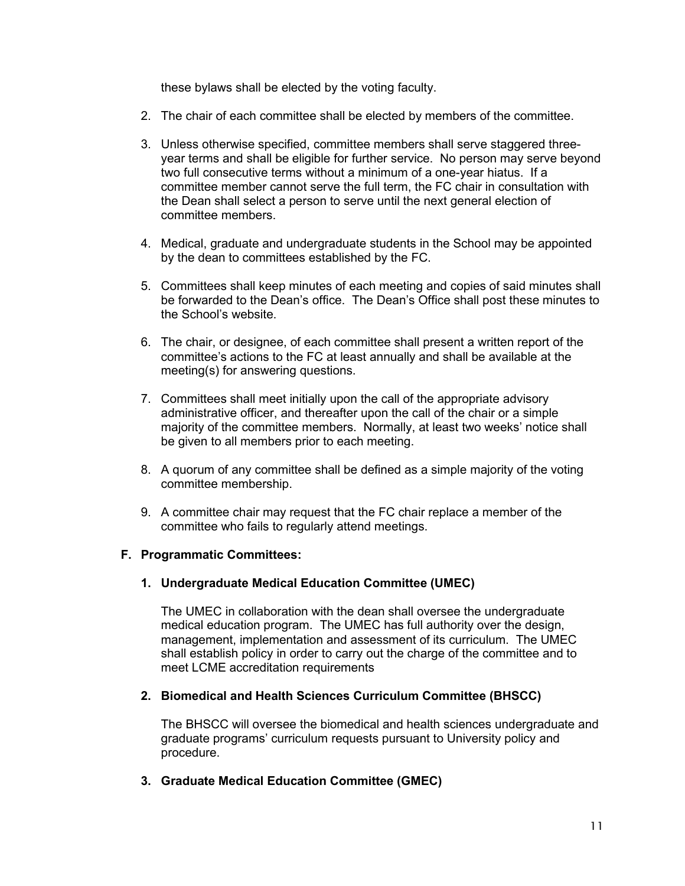these bylaws shall be elected by the voting faculty.

2. The chair of each committee shall be elected by members of the committee.

3. Unless otherwise specified, committee members shall serve staggered three-year terms and shall be eligible for further service. No person may serve beyond two full consecutive terms without a minimum of a one-year hiatus. If a committee member cannot serve the full term, the FC chair in consultation with the Dean shall select a person to serve until the next general election of committee members.

4. Medical, graduate and undergraduate students in the School may be appointed by the dean to committees established by the FC.

5. Committees shall keep minutes of each meeting and copies of said minutes shall be forwarded to the Dean's office. The Dean's Office shall post these minutes to the School's website.

6. The chair, or designee, of each committee shall present a written report of the committee's actions to the FC at least annually and shall be available at the meeting(s) for answering questions.

7. Committees shall meet initially upon the call of the appropriate advisory administrative officer, and thereafter upon the call of the chair or a simple majority of the committee members. Normally, at least two weeks' notice shall be given to all members prior to each meeting.

8. A quorum of any committee shall be defined as a simple majority of the voting committee membership.

9. A committee chair may request that the FC chair replace a member of the committee who fails to regularly attend meetings.

**F. Programmatic Committees:**

**1. Undergraduate Medical Education Committee (UMEC)**

The UMEC in collaboration with the dean shall oversee the undergraduate medical education program. The UMEC has full authority over the design, management, implementation and assessment of its curriculum. The UMEC shall establish policy in order to carry out the charge of the committee and to meet LCME accreditation requirements

**2. Biomedical and Health Sciences Curriculum Committee (BHSCC)**

The BHSCC will oversee the biomedical and health sciences undergraduate and graduate programs' curriculum requests pursuant to University policy and procedure.

**3. Graduate Medical Education Committee (GMEC)**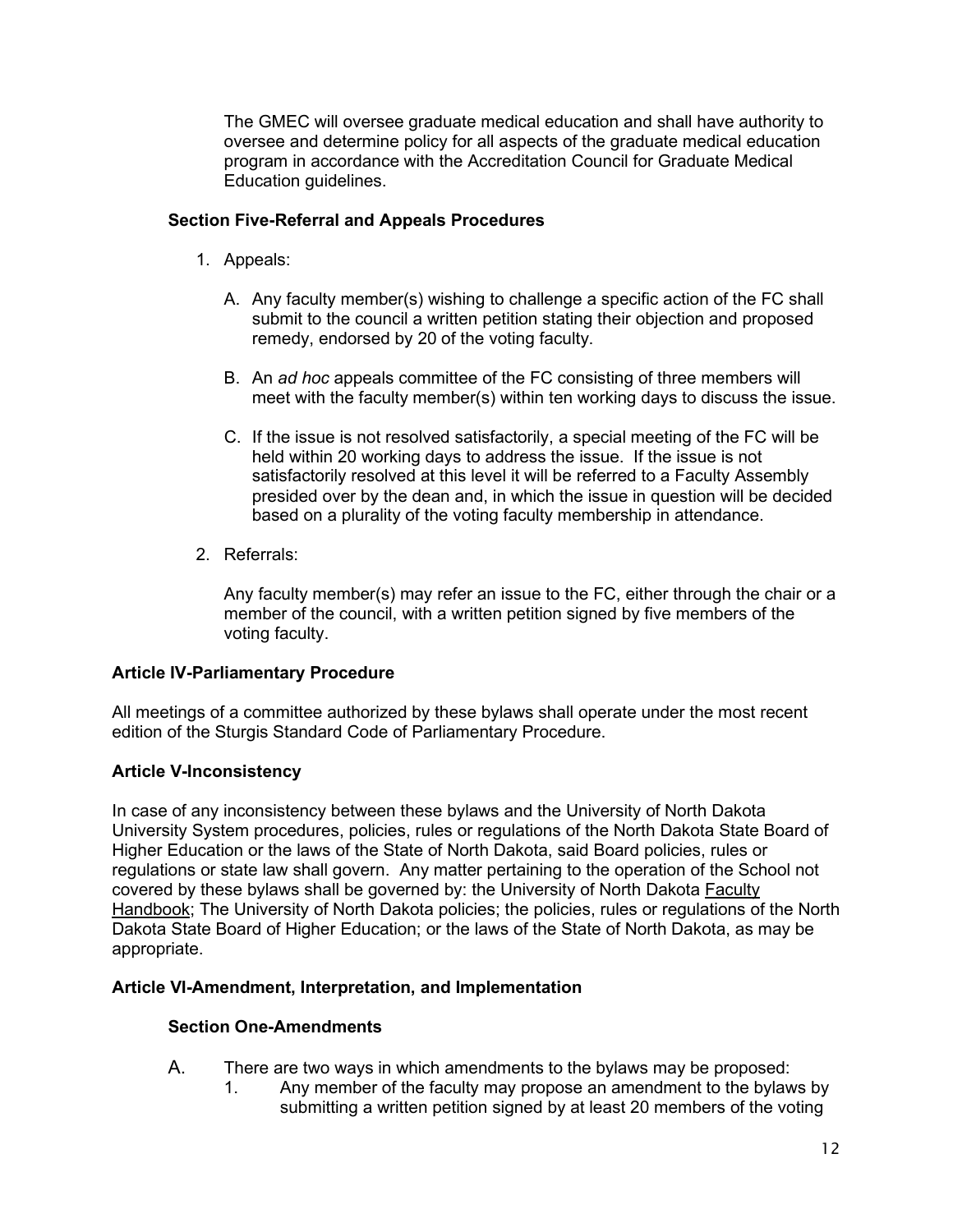The GMEC will oversee graduate medical education and shall have authority to oversee and determine policy for all aspects of the graduate medical education program in accordance with the Accreditation Council for Graduate Medical Education guidelines.

### Section Five-Referral and Appeals Procedures

1. Appeals:

   A. Any faculty member(s) wishing to challenge a specific action of the FC shall submit to the council a written petition stating their objection and proposed remedy, endorsed by 20 of the voting faculty.

   B. An *ad hoc* appeals committee of the FC consisting of three members will meet with the faculty member(s) within ten working days to discuss the issue.

   C. If the issue is not resolved satisfactorily, a special meeting of the FC will be held within 20 working days to address the issue. If the issue is not satisfactorily resolved at this level it will be referred to a Faculty Assembly presided over by the dean and, in which the issue in question will be decided based on a plurality of the voting faculty membership in attendance.

2. Referrals:

   Any faculty member(s) may refer an issue to the FC, either through the chair or a member of the council, with a written petition signed by five members of the voting faculty.

## Article IV-Parliamentary Procedure

All meetings of a committee authorized by these bylaws shall operate under the most recent edition of the Sturgis Standard Code of Parliamentary Procedure.

## Article V-Inconsistency

In case of any inconsistency between these bylaws and the University of North Dakota University System procedures, policies, rules or regulations of the North Dakota State Board of Higher Education or the laws of the State of North Dakota, said Board policies, rules or regulations or state law shall govern. Any matter pertaining to the operation of the School not covered by these bylaws shall be governed by: the University of North Dakota Faculty Handbook; The University of North Dakota policies; the policies, rules or regulations of the North Dakota State Board of Higher Education; or the laws of the State of North Dakota, as may be appropriate.

## Article VI-Amendment, Interpretation, and Implementation

### Section One-Amendments

A. There are two ways in which amendments to the bylaws may be proposed:
   1. Any member of the faculty may propose an amendment to the bylaws by submitting a written petition signed by at least 20 members of the voting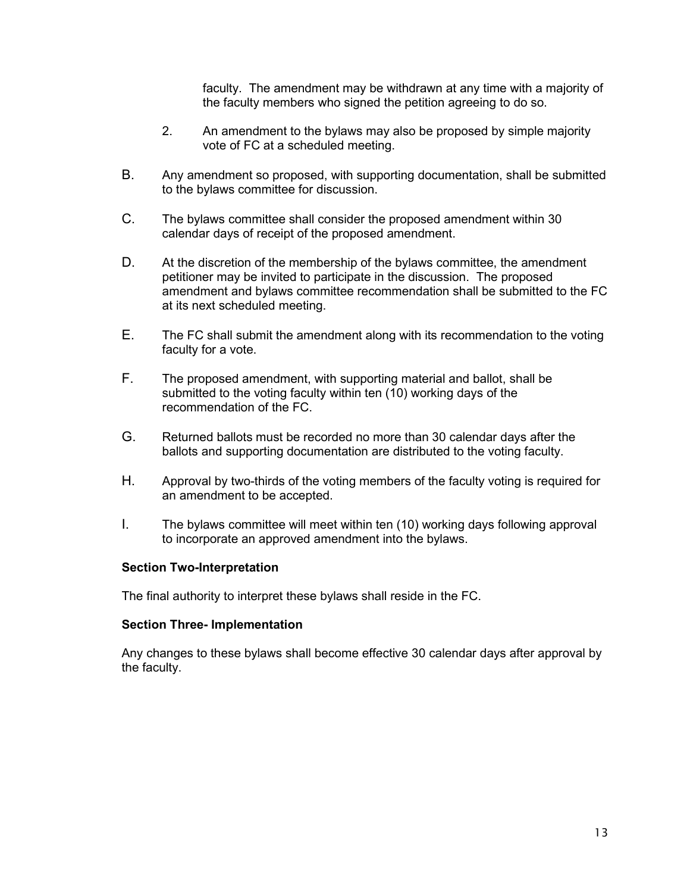faculty. The amendment may be withdrawn at any time with a majority of the faculty members who signed the petition agreeing to do so.

2. An amendment to the bylaws may also be proposed by simple majority vote of FC at a scheduled meeting.

B. Any amendment so proposed, with supporting documentation, shall be submitted to the bylaws committee for discussion.

C. The bylaws committee shall consider the proposed amendment within 30 calendar days of receipt of the proposed amendment.

D. At the discretion of the membership of the bylaws committee, the amendment petitioner may be invited to participate in the discussion. The proposed amendment and bylaws committee recommendation shall be submitted to the FC at its next scheduled meeting.

E. The FC shall submit the amendment along with its recommendation to the voting faculty for a vote.

F. The proposed amendment, with supporting material and ballot, shall be submitted to the voting faculty within ten (10) working days of the recommendation of the FC.

G. Returned ballots must be recorded no more than 30 calendar days after the ballots and supporting documentation are distributed to the voting faculty.

H. Approval by two-thirds of the voting members of the faculty voting is required for an amendment to be accepted.

I. The bylaws committee will meet within ten (10) working days following approval to incorporate an approved amendment into the bylaws.

**Section Two-Interpretation**

The final authority to interpret these bylaws shall reside in the FC.

**Section Three- Implementation**

Any changes to these bylaws shall become effective 30 calendar days after approval by the faculty.